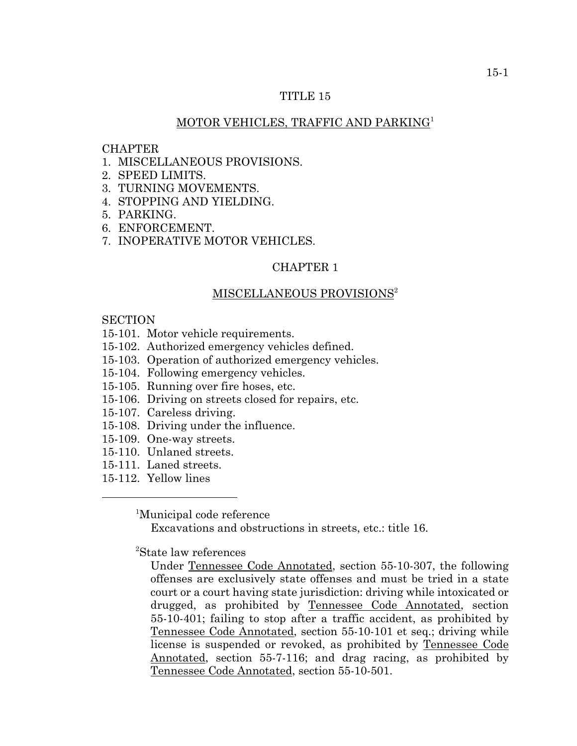# TITLE 15

## MOTOR VEHICLES, TRAFFIC AND PARKING[1]

CHAPTER
1. MISCELLANEOUS PROVISIONS.
2. SPEED LIMITS.
3. TURNING MOVEMENTS.
4. STOPPING AND YIELDING.
5. PARKING.
6. ENFORCEMENT.
7. INOPERATIVE MOTOR VEHICLES.

## CHAPTER 1

## MISCELLANEOUS PROVISIONS[2]

SECTION
- 15-101. Motor vehicle requirements.
- 15-102. Authorized emergency vehicles defined.
- 15-103. Operation of authorized emergency vehicles.
- 15-104. Following emergency vehicles.
- 15-105. Running over fire hoses, etc.
- 15-106. Driving on streets closed for repairs, etc.
- 15-107. Careless driving.
- 15-108. Driving under the influence.
- 15-109. One-way streets.
- 15-110. Unlaned streets.
- 15-111. Laned streets.
- 15-112. Yellow lines

---

[1]Municipal code reference

Excavations and obstructions in streets, etc.: title 16.

[2]State law references

Under Tennessee Code Annotated, section 55-10-307, the following offenses are exclusively state offenses and must be tried in a state court or a court having state jurisdiction: driving while intoxicated or drugged, as prohibited by Tennessee Code Annotated, section 55-10-401; failing to stop after a traffic accident, as prohibited by Tennessee Code Annotated, section 55-10-101 et seq.; driving while license is suspended or revoked, as prohibited by Tennessee Code Annotated, section 55-7-116; and drag racing, as prohibited by Tennessee Code Annotated, section 55-10-501.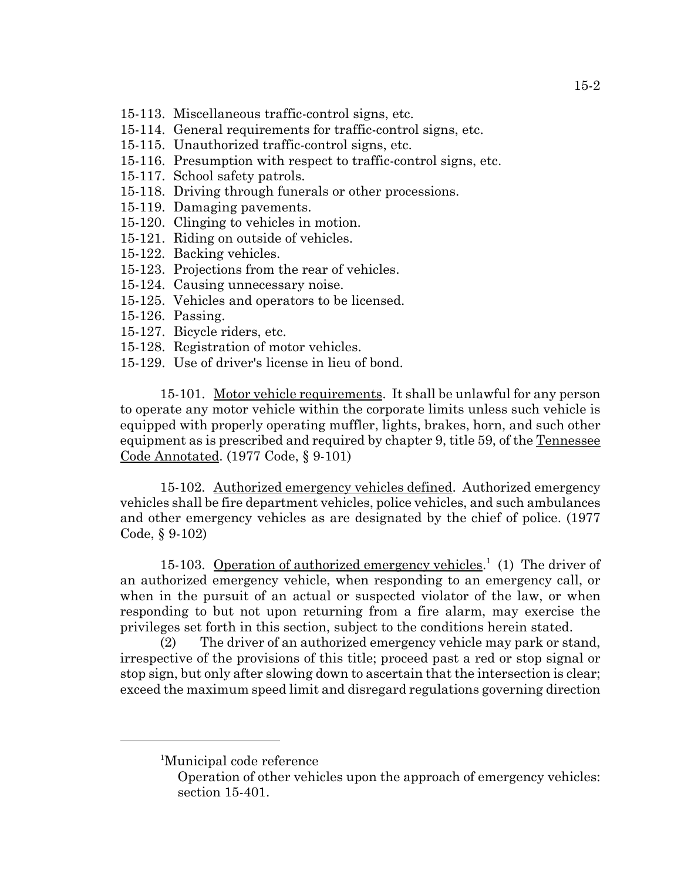15-113. Miscellaneous traffic-control signs, etc.
15-114. General requirements for traffic-control signs, etc.
15-115. Unauthorized traffic-control signs, etc.
15-116. Presumption with respect to traffic-control signs, etc.
15-117. School safety patrols.
15-118. Driving through funerals or other processions.
15-119. Damaging pavements.
15-120. Clinging to vehicles in motion.
15-121. Riding on outside of vehicles.
15-122. Backing vehicles.
15-123. Projections from the rear of vehicles.
15-124. Causing unnecessary noise.
15-125. Vehicles and operators to be licensed.
15-126. Passing.
15-127. Bicycle riders, etc.
15-128. Registration of motor vehicles.
15-129. Use of driver's license in lieu of bond.

15-101. Motor vehicle requirements. It shall be unlawful for any person to operate any motor vehicle within the corporate limits unless such vehicle is equipped with properly operating muffler, lights, brakes, horn, and such other equipment as is prescribed and required by chapter 9, title 59, of the Tennessee Code Annotated. (1977 Code, § 9-101)

15-102. Authorized emergency vehicles defined. Authorized emergency vehicles shall be fire department vehicles, police vehicles, and such ambulances and other emergency vehicles as are designated by the chief of police. (1977 Code, § 9-102)

15-103. Operation of authorized emergency vehicles.[1] (1) The driver of an authorized emergency vehicle, when responding to an emergency call, or when in the pursuit of an actual or suspected violator of the law, or when responding to but not upon returning from a fire alarm, may exercise the privileges set forth in this section, subject to the conditions herein stated.

(2) The driver of an authorized emergency vehicle may park or stand, irrespective of the provisions of this title; proceed past a red or stop signal or stop sign, but only after slowing down to ascertain that the intersection is clear; exceed the maximum speed limit and disregard regulations governing direction

---

[1] Municipal code reference
Operation of other vehicles upon the approach of emergency vehicles: section 15-401.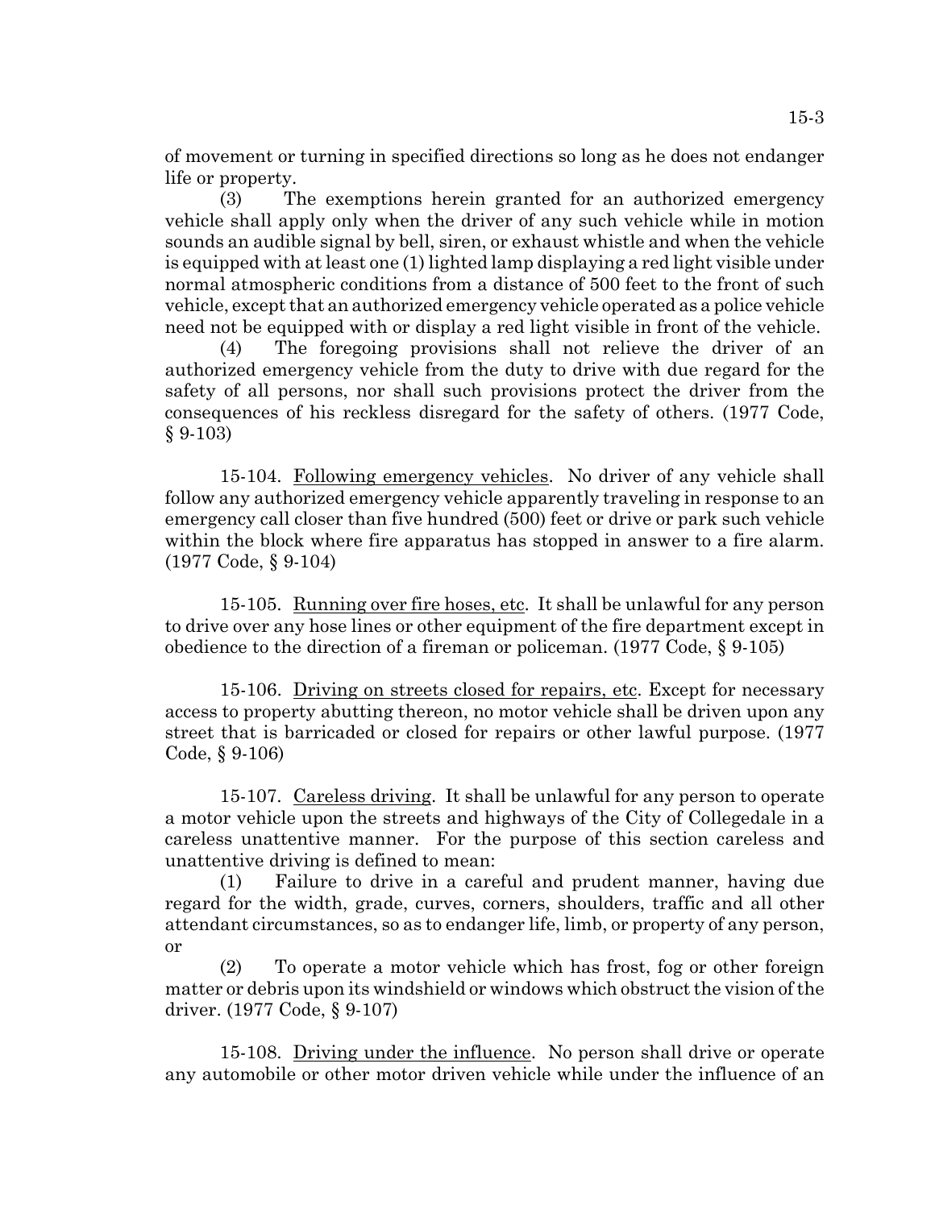of movement or turning in specified directions so long as he does not endanger life or property.

(3) The exemptions herein granted for an authorized emergency vehicle shall apply only when the driver of any such vehicle while in motion sounds an audible signal by bell, siren, or exhaust whistle and when the vehicle is equipped with at least one (1) lighted lamp displaying a red light visible under normal atmospheric conditions from a distance of 500 feet to the front of such vehicle, except that an authorized emergency vehicle operated as a police vehicle need not be equipped with or display a red light visible in front of the vehicle.

(4) The foregoing provisions shall not relieve the driver of an authorized emergency vehicle from the duty to drive with due regard for the safety of all persons, nor shall such provisions protect the driver from the consequences of his reckless disregard for the safety of others. (1977 Code, § 9-103)

15-104. Following emergency vehicles. No driver of any vehicle shall follow any authorized emergency vehicle apparently traveling in response to an emergency call closer than five hundred (500) feet or drive or park such vehicle within the block where fire apparatus has stopped in answer to a fire alarm. (1977 Code, § 9-104)

15-105. Running over fire hoses, etc. It shall be unlawful for any person to drive over any hose lines or other equipment of the fire department except in obedience to the direction of a fireman or policeman. (1977 Code, § 9-105)

15-106. Driving on streets closed for repairs, etc. Except for necessary access to property abutting thereon, no motor vehicle shall be driven upon any street that is barricaded or closed for repairs or other lawful purpose. (1977 Code, § 9-106)

15-107. Careless driving. It shall be unlawful for any person to operate a motor vehicle upon the streets and highways of the City of Collegedale in a careless unattentive manner. For the purpose of this section careless and unattentive driving is defined to mean:

(1) Failure to drive in a careful and prudent manner, having due regard for the width, grade, curves, corners, shoulders, traffic and all other attendant circumstances, so as to endanger life, limb, or property of any person, or

(2) To operate a motor vehicle which has frost, fog or other foreign matter or debris upon its windshield or windows which obstruct the vision of the driver. (1977 Code, § 9-107)

15-108. Driving under the influence. No person shall drive or operate any automobile or other motor driven vehicle while under the influence of an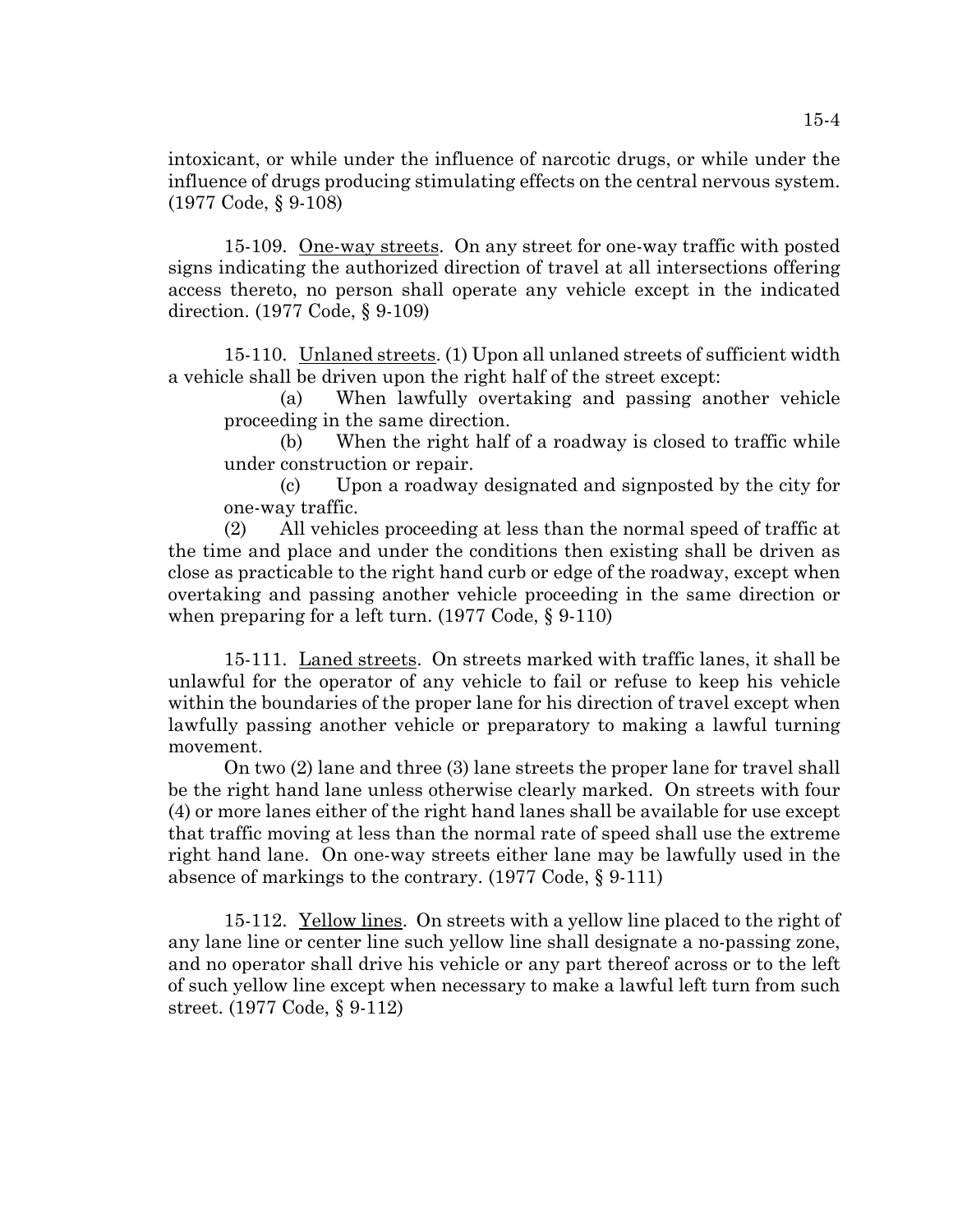intoxicant, or while under the influence of narcotic drugs, or while under the influence of drugs producing stimulating effects on the central nervous system. (1977 Code, § 9-108)

15-109. One-way streets. On any street for one-way traffic with posted signs indicating the authorized direction of travel at all intersections offering access thereto, no person shall operate any vehicle except in the indicated direction. (1977 Code, § 9-109)

15-110. Unlaned streets. (1) Upon all unlaned streets of sufficient width a vehicle shall be driven upon the right half of the street except:

(a) When lawfully overtaking and passing another vehicle proceeding in the same direction.

(b) When the right half of a roadway is closed to traffic while under construction or repair.

(c) Upon a roadway designated and signposted by the city for one-way traffic.

(2) All vehicles proceeding at less than the normal speed of traffic at the time and place and under the conditions then existing shall be driven as close as practicable to the right hand curb or edge of the roadway, except when overtaking and passing another vehicle proceeding in the same direction or when preparing for a left turn. (1977 Code, § 9-110)

15-111. Laned streets. On streets marked with traffic lanes, it shall be unlawful for the operator of any vehicle to fail or refuse to keep his vehicle within the boundaries of the proper lane for his direction of travel except when lawfully passing another vehicle or preparatory to making a lawful turning movement.

On two (2) lane and three (3) lane streets the proper lane for travel shall be the right hand lane unless otherwise clearly marked. On streets with four (4) or more lanes either of the right hand lanes shall be available for use except that traffic moving at less than the normal rate of speed shall use the extreme right hand lane. On one-way streets either lane may be lawfully used in the absence of markings to the contrary. (1977 Code, § 9-111)

15-112. Yellow lines. On streets with a yellow line placed to the right of any lane line or center line such yellow line shall designate a no-passing zone, and no operator shall drive his vehicle or any part thereof across or to the left of such yellow line except when necessary to make a lawful left turn from such street. (1977 Code, § 9-112)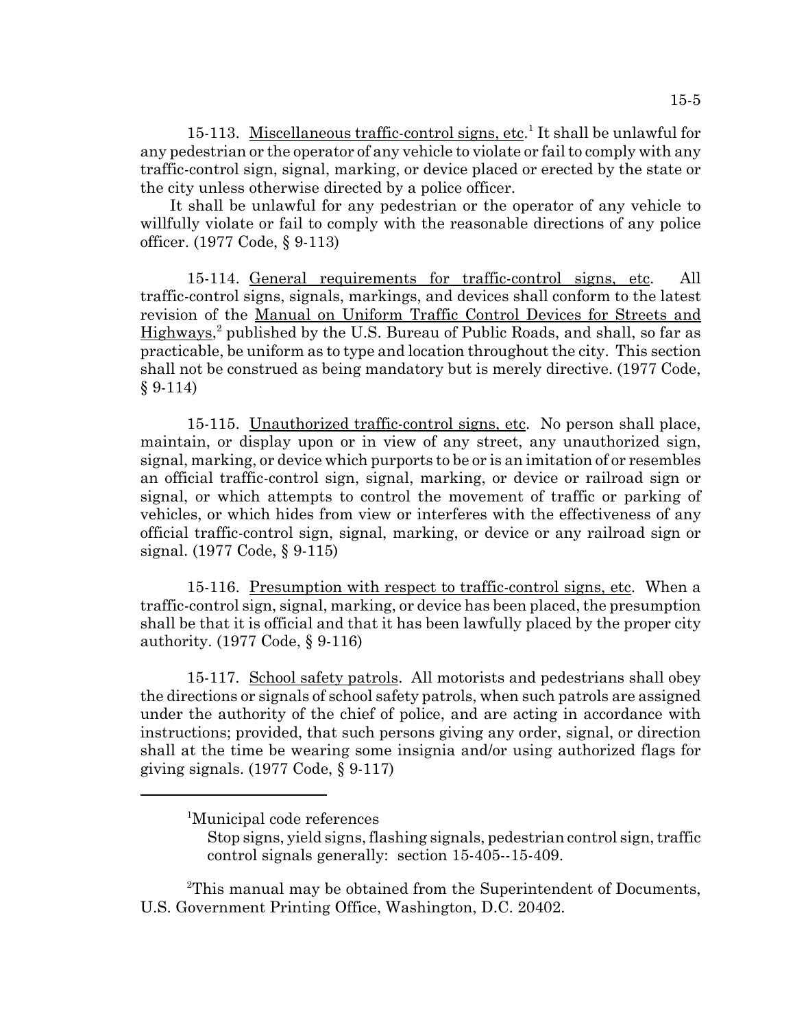15-113. Miscellaneous traffic-control signs, etc.[1] It shall be unlawful for any pedestrian or the operator of any vehicle to violate or fail to comply with any traffic-control sign, signal, marking, or device placed or erected by the state or the city unless otherwise directed by a police officer.

It shall be unlawful for any pedestrian or the operator of any vehicle to willfully violate or fail to comply with the reasonable directions of any police officer. (1977 Code, § 9-113)

15-114. General requirements for traffic-control signs, etc. All traffic-control signs, signals, markings, and devices shall conform to the latest revision of the Manual on Uniform Traffic Control Devices for Streets and Highways,[2] published by the U.S. Bureau of Public Roads, and shall, so far as practicable, be uniform as to type and location throughout the city. This section shall not be construed as being mandatory but is merely directive. (1977 Code, § 9-114)

15-115. Unauthorized traffic-control signs, etc. No person shall place, maintain, or display upon or in view of any street, any unauthorized sign, signal, marking, or device which purports to be or is an imitation of or resembles an official traffic-control sign, signal, marking, or device or railroad sign or signal, or which attempts to control the movement of traffic or parking of vehicles, or which hides from view or interferes with the effectiveness of any official traffic-control sign, signal, marking, or device or any railroad sign or signal. (1977 Code, § 9-115)

15-116. Presumption with respect to traffic-control signs, etc. When a traffic-control sign, signal, marking, or device has been placed, the presumption shall be that it is official and that it has been lawfully placed by the proper city authority. (1977 Code, § 9-116)

15-117. School safety patrols. All motorists and pedestrians shall obey the directions or signals of school safety patrols, when such patrols are assigned under the authority of the chief of police, and are acting in accordance with instructions; provided, that such persons giving any order, signal, or direction shall at the time be wearing some insignia and/or using authorized flags for giving signals. (1977 Code, § 9-117)

---

[1]Municipal code references

Stop signs, yield signs, flashing signals, pedestrian control sign, traffic control signals generally: section 15-405--15-409.

[2]This manual may be obtained from the Superintendent of Documents, U.S. Government Printing Office, Washington, D.C. 20402.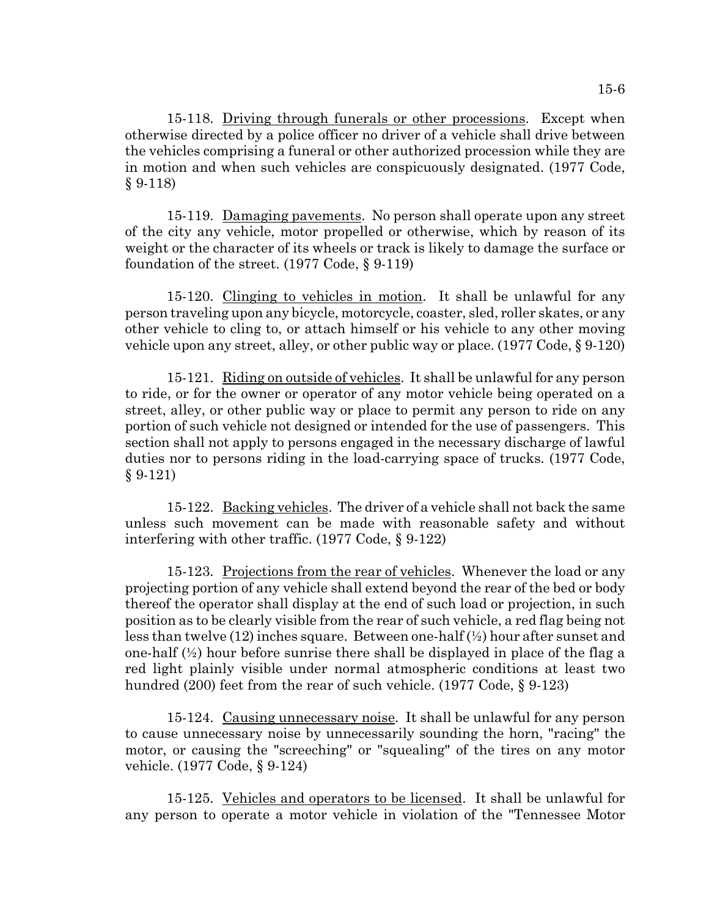15-118. Driving through funerals or other processions. Except when otherwise directed by a police officer no driver of a vehicle shall drive between the vehicles comprising a funeral or other authorized procession while they are in motion and when such vehicles are conspicuously designated. (1977 Code, § 9-118)

15-119. Damaging pavements. No person shall operate upon any street of the city any vehicle, motor propelled or otherwise, which by reason of its weight or the character of its wheels or track is likely to damage the surface or foundation of the street. (1977 Code, § 9-119)

15-120. Clinging to vehicles in motion. It shall be unlawful for any person traveling upon any bicycle, motorcycle, coaster, sled, roller skates, or any other vehicle to cling to, or attach himself or his vehicle to any other moving vehicle upon any street, alley, or other public way or place. (1977 Code, § 9-120)

15-121. Riding on outside of vehicles. It shall be unlawful for any person to ride, or for the owner or operator of any motor vehicle being operated on a street, alley, or other public way or place to permit any person to ride on any portion of such vehicle not designed or intended for the use of passengers. This section shall not apply to persons engaged in the necessary discharge of lawful duties nor to persons riding in the load-carrying space of trucks. (1977 Code, § 9-121)

15-122. Backing vehicles. The driver of a vehicle shall not back the same unless such movement can be made with reasonable safety and without interfering with other traffic. (1977 Code, § 9-122)

15-123. Projections from the rear of vehicles. Whenever the load or any projecting portion of any vehicle shall extend beyond the rear of the bed or body thereof the operator shall display at the end of such load or projection, in such position as to be clearly visible from the rear of such vehicle, a red flag being not less than twelve (12) inches square. Between one-half (½) hour after sunset and one-half (½) hour before sunrise there shall be displayed in place of the flag a red light plainly visible under normal atmospheric conditions at least two hundred (200) feet from the rear of such vehicle. (1977 Code, § 9-123)

15-124. Causing unnecessary noise. It shall be unlawful for any person to cause unnecessary noise by unnecessarily sounding the horn, "racing" the motor, or causing the "screeching" or "squealing" of the tires on any motor vehicle. (1977 Code, § 9-124)

15-125. Vehicles and operators to be licensed. It shall be unlawful for any person to operate a motor vehicle in violation of the "Tennessee Motor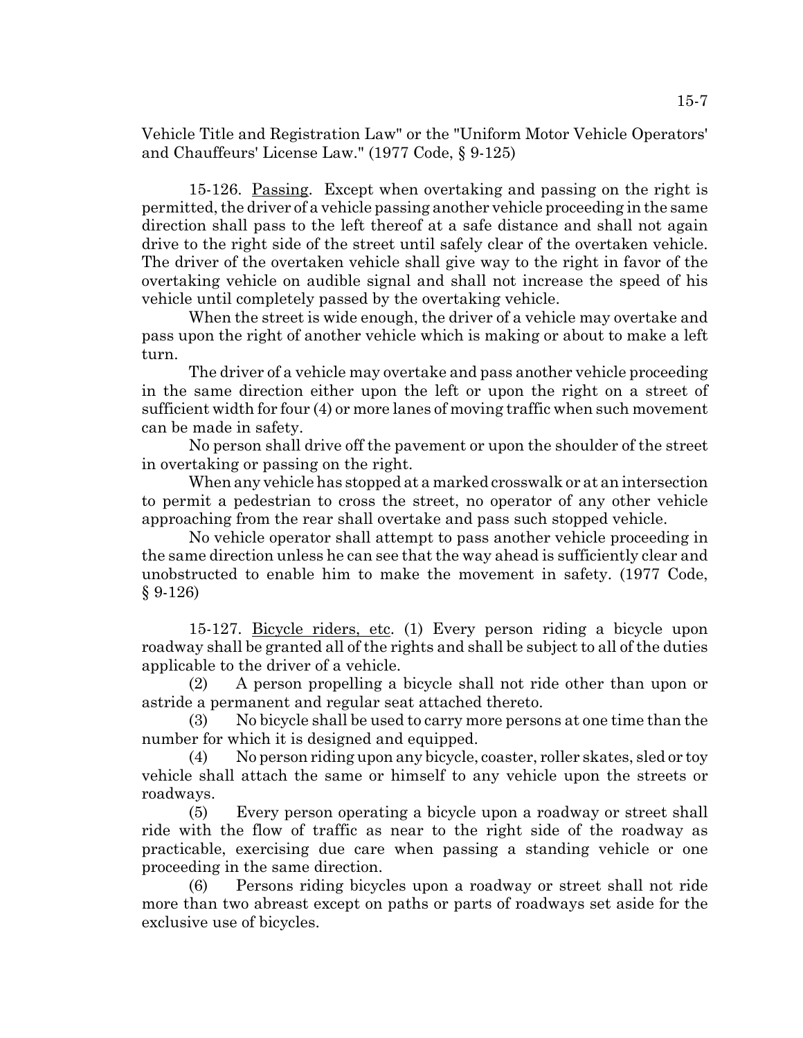Vehicle Title and Registration Law" or the "Uniform Motor Vehicle Operators' and Chauffeurs' License Law." (1977 Code, § 9-125)

15-126. Passing. Except when overtaking and passing on the right is permitted, the driver of a vehicle passing another vehicle proceeding in the same direction shall pass to the left thereof at a safe distance and shall not again drive to the right side of the street until safely clear of the overtaken vehicle. The driver of the overtaken vehicle shall give way to the right in favor of the overtaking vehicle on audible signal and shall not increase the speed of his vehicle until completely passed by the overtaking vehicle.

When the street is wide enough, the driver of a vehicle may overtake and pass upon the right of another vehicle which is making or about to make a left turn.

The driver of a vehicle may overtake and pass another vehicle proceeding in the same direction either upon the left or upon the right on a street of sufficient width for four (4) or more lanes of moving traffic when such movement can be made in safety.

No person shall drive off the pavement or upon the shoulder of the street in overtaking or passing on the right.

When any vehicle has stopped at a marked crosswalk or at an intersection to permit a pedestrian to cross the street, no operator of any other vehicle approaching from the rear shall overtake and pass such stopped vehicle.

No vehicle operator shall attempt to pass another vehicle proceeding in the same direction unless he can see that the way ahead is sufficiently clear and unobstructed to enable him to make the movement in safety. (1977 Code, § 9-126)

15-127. Bicycle riders, etc. (1) Every person riding a bicycle upon roadway shall be granted all of the rights and shall be subject to all of the duties applicable to the driver of a vehicle.

(2) A person propelling a bicycle shall not ride other than upon or astride a permanent and regular seat attached thereto.

(3) No bicycle shall be used to carry more persons at one time than the number for which it is designed and equipped.

(4) No person riding upon any bicycle, coaster, roller skates, sled or toy vehicle shall attach the same or himself to any vehicle upon the streets or roadways.

(5) Every person operating a bicycle upon a roadway or street shall ride with the flow of traffic as near to the right side of the roadway as practicable, exercising due care when passing a standing vehicle or one proceeding in the same direction.

(6) Persons riding bicycles upon a roadway or street shall not ride more than two abreast except on paths or parts of roadways set aside for the exclusive use of bicycles.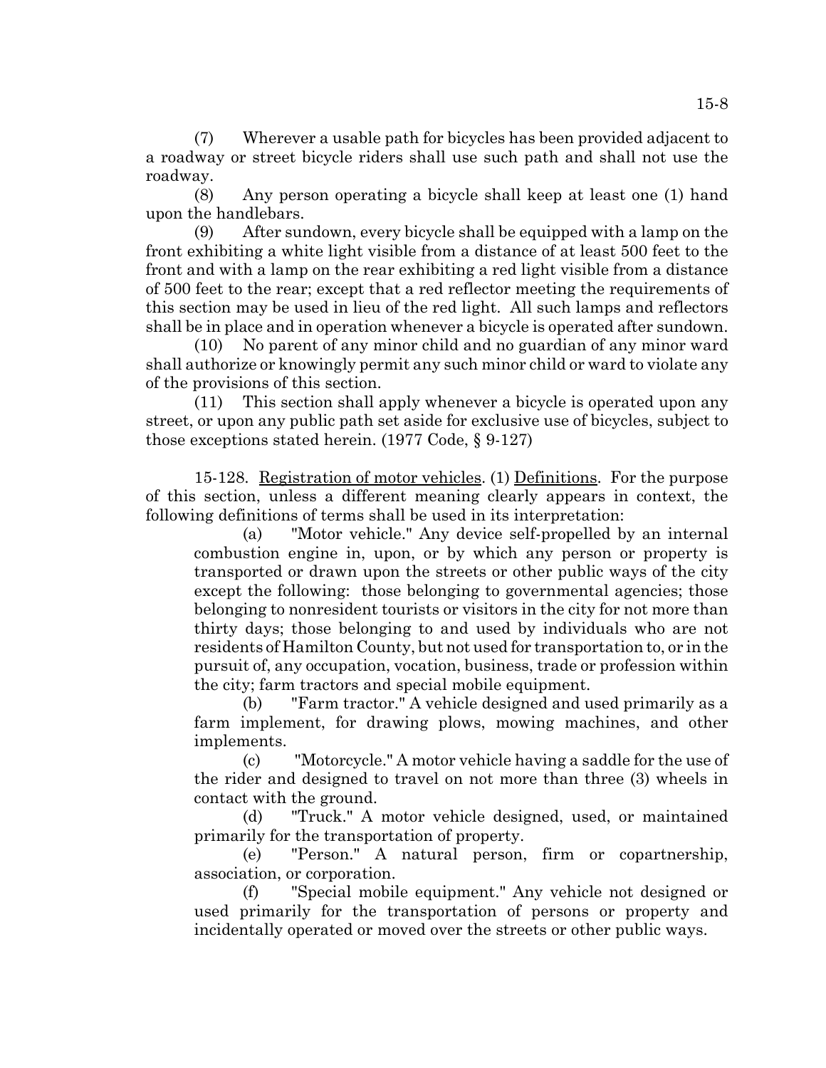(7) Wherever a usable path for bicycles has been provided adjacent to a roadway or street bicycle riders shall use such path and shall not use the roadway.

(8) Any person operating a bicycle shall keep at least one (1) hand upon the handlebars.

(9) After sundown, every bicycle shall be equipped with a lamp on the front exhibiting a white light visible from a distance of at least 500 feet to the front and with a lamp on the rear exhibiting a red light visible from a distance of 500 feet to the rear; except that a red reflector meeting the requirements of this section may be used in lieu of the red light. All such lamps and reflectors shall be in place and in operation whenever a bicycle is operated after sundown.

(10) No parent of any minor child and no guardian of any minor ward shall authorize or knowingly permit any such minor child or ward to violate any of the provisions of this section.

(11) This section shall apply whenever a bicycle is operated upon any street, or upon any public path set aside for exclusive use of bicycles, subject to those exceptions stated herein. (1977 Code, § 9-127)

15-128. Registration of motor vehicles. (1) Definitions. For the purpose of this section, unless a different meaning clearly appears in context, the following definitions of terms shall be used in its interpretation:

(a) "Motor vehicle." Any device self-propelled by an internal combustion engine in, upon, or by which any person or property is transported or drawn upon the streets or other public ways of the city except the following: those belonging to governmental agencies; those belonging to nonresident tourists or visitors in the city for not more than thirty days; those belonging to and used by individuals who are not residents of Hamilton County, but not used for transportation to, or in the pursuit of, any occupation, vocation, business, trade or profession within the city; farm tractors and special mobile equipment.

(b) "Farm tractor." A vehicle designed and used primarily as a farm implement, for drawing plows, mowing machines, and other implements.

(c) "Motorcycle." A motor vehicle having a saddle for the use of the rider and designed to travel on not more than three (3) wheels in contact with the ground.

(d) "Truck." A motor vehicle designed, used, or maintained primarily for the transportation of property.

(e) "Person." A natural person, firm or copartnership, association, or corporation.

(f) "Special mobile equipment." Any vehicle not designed or used primarily for the transportation of persons or property and incidentally operated or moved over the streets or other public ways.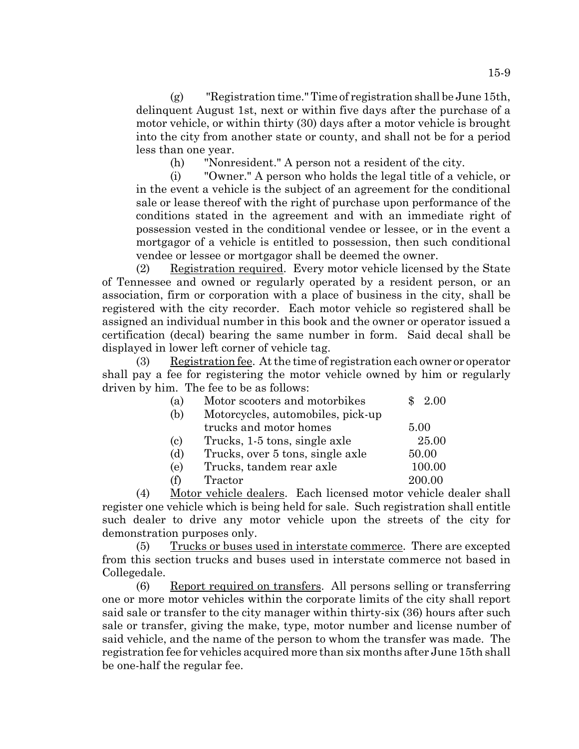(g) "Registration time." Time of registration shall be June 15th, delinquent August 1st, next or within five days after the purchase of a motor vehicle, or within thirty (30) days after a motor vehicle is brought into the city from another state or county, and shall not be for a period less than one year.

(h) "Nonresident." A person not a resident of the city.

(i) "Owner." A person who holds the legal title of a vehicle, or in the event a vehicle is the subject of an agreement for the conditional sale or lease thereof with the right of purchase upon performance of the conditions stated in the agreement and with an immediate right of possession vested in the conditional vendee or lessee, or in the event a mortgagor of a vehicle is entitled to possession, then such conditional vendee or lessee or mortgagor shall be deemed the owner.

(2) Registration required. Every motor vehicle licensed by the State of Tennessee and owned or regularly operated by a resident person, or an association, firm or corporation with a place of business in the city, shall be registered with the city recorder. Each motor vehicle so registered shall be assigned an individual number in this book and the owner or operator issued a certification (decal) bearing the same number in form. Said decal shall be displayed in lower left corner of vehicle tag.

(3) Registration fee. At the time of registration each owner or operator shall pay a fee for registering the motor vehicle owned by him or regularly driven by him. The fee to be as follows:

| | | |
|---|---|---|
| (a) | Motor scooters and motorbikes | $ 2.00 |
| (b) | Motorcycles, automobiles, pick-up trucks and motor homes | 5.00 |
| (c) | Trucks, 1-5 tons, single axle | 25.00 |
| (d) | Trucks, over 5 tons, single axle | 50.00 |
| (e) | Trucks, tandem rear axle | 100.00 |
| (f) | Tractor | 200.00 |

(4) Motor vehicle dealers. Each licensed motor vehicle dealer shall register one vehicle which is being held for sale. Such registration shall entitle such dealer to drive any motor vehicle upon the streets of the city for demonstration purposes only.

(5) Trucks or buses used in interstate commerce. There are excepted from this section trucks and buses used in interstate commerce not based in Collegedale.

(6) Report required on transfers. All persons selling or transferring one or more motor vehicles within the corporate limits of the city shall report said sale or transfer to the city manager within thirty-six (36) hours after such sale or transfer, giving the make, type, motor number and license number of said vehicle, and the name of the person to whom the transfer was made. The registration fee for vehicles acquired more than six months after June 15th shall be one-half the regular fee.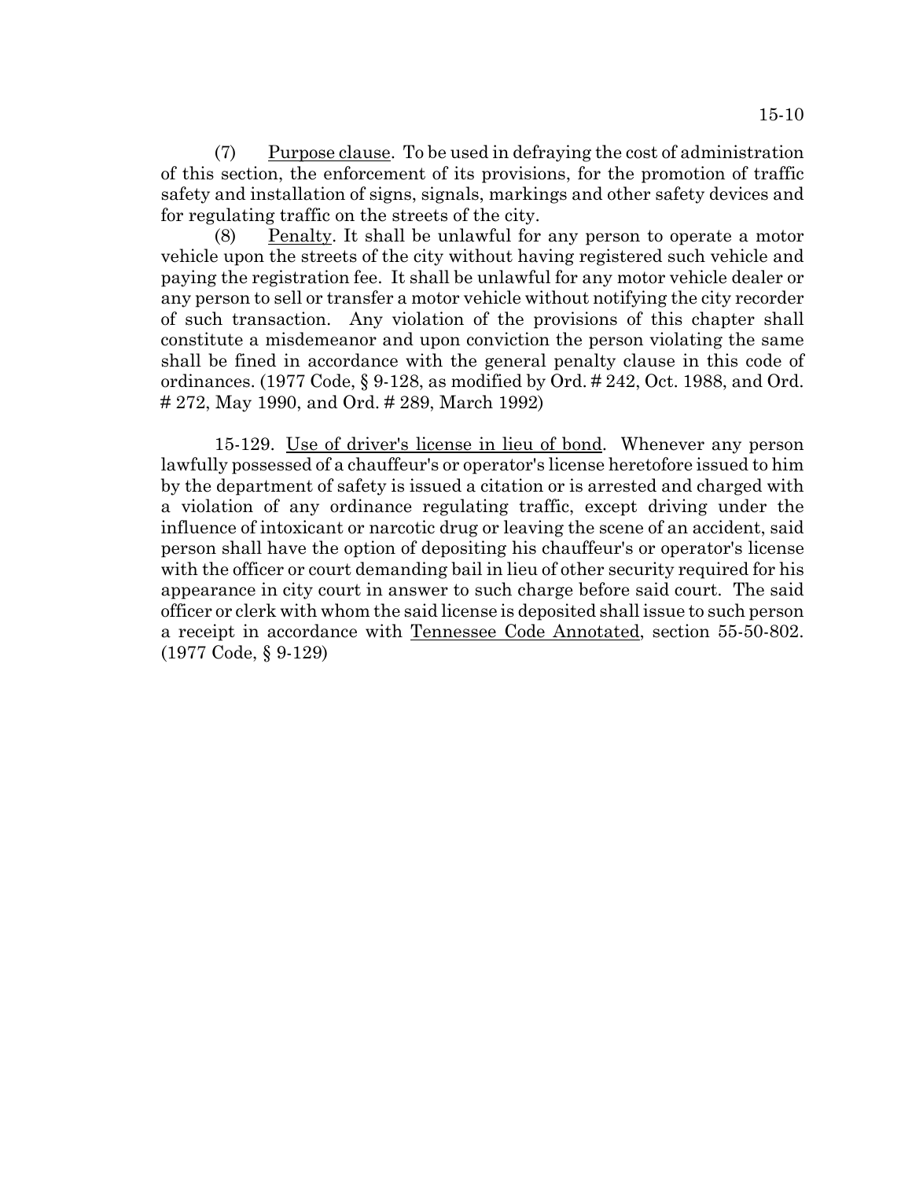(7) Purpose clause. To be used in defraying the cost of administration of this section, the enforcement of its provisions, for the promotion of traffic safety and installation of signs, signals, markings and other safety devices and for regulating traffic on the streets of the city.

(8) Penalty. It shall be unlawful for any person to operate a motor vehicle upon the streets of the city without having registered such vehicle and paying the registration fee. It shall be unlawful for any motor vehicle dealer or any person to sell or transfer a motor vehicle without notifying the city recorder of such transaction. Any violation of the provisions of this chapter shall constitute a misdemeanor and upon conviction the person violating the same shall be fined in accordance with the general penalty clause in this code of ordinances. (1977 Code, § 9-128, as modified by Ord. # 242, Oct. 1988, and Ord. # 272, May 1990, and Ord. # 289, March 1992)

15-129. Use of driver's license in lieu of bond. Whenever any person lawfully possessed of a chauffeur's or operator's license heretofore issued to him by the department of safety is issued a citation or is arrested and charged with a violation of any ordinance regulating traffic, except driving under the influence of intoxicant or narcotic drug or leaving the scene of an accident, said person shall have the option of depositing his chauffeur's or operator's license with the officer or court demanding bail in lieu of other security required for his appearance in city court in answer to such charge before said court. The said officer or clerk with whom the said license is deposited shall issue to such person a receipt in accordance with Tennessee Code Annotated, section 55-50-802. (1977 Code, § 9-129)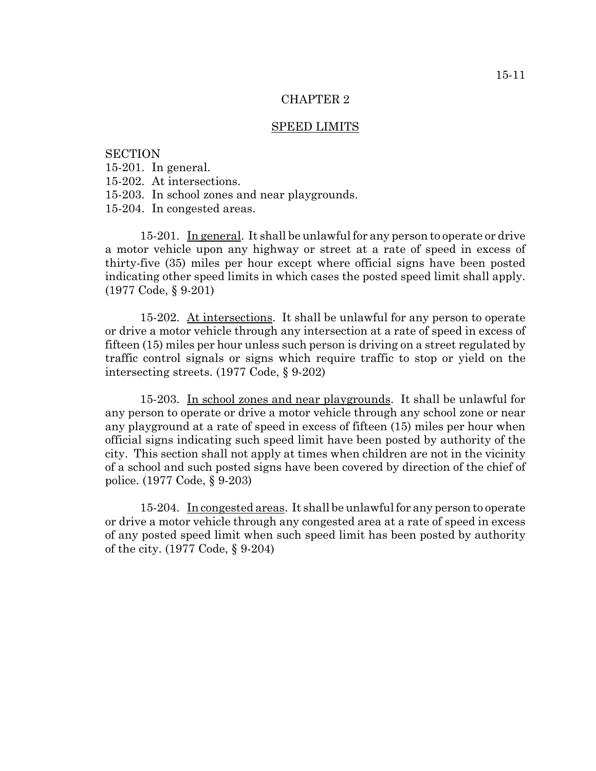# CHAPTER 2

## SPEED LIMITS

SECTION
15-201. In general.
15-202. At intersections.
15-203. In school zones and near playgrounds.
15-204. In congested areas.

15-201. In general. It shall be unlawful for any person to operate or drive a motor vehicle upon any highway or street at a rate of speed in excess of thirty-five (35) miles per hour except where official signs have been posted indicating other speed limits in which cases the posted speed limit shall apply. (1977 Code, § 9-201)

15-202. At intersections. It shall be unlawful for any person to operate or drive a motor vehicle through any intersection at a rate of speed in excess of fifteen (15) miles per hour unless such person is driving on a street regulated by traffic control signals or signs which require traffic to stop or yield on the intersecting streets. (1977 Code, § 9-202)

15-203. In school zones and near playgrounds. It shall be unlawful for any person to operate or drive a motor vehicle through any school zone or near any playground at a rate of speed in excess of fifteen (15) miles per hour when official signs indicating such speed limit have been posted by authority of the city. This section shall not apply at times when children are not in the vicinity of a school and such posted signs have been covered by direction of the chief of police. (1977 Code, § 9-203)

15-204. In congested areas. It shall be unlawful for any person to operate or drive a motor vehicle through any congested area at a rate of speed in excess of any posted speed limit when such speed limit has been posted by authority of the city. (1977 Code, § 9-204)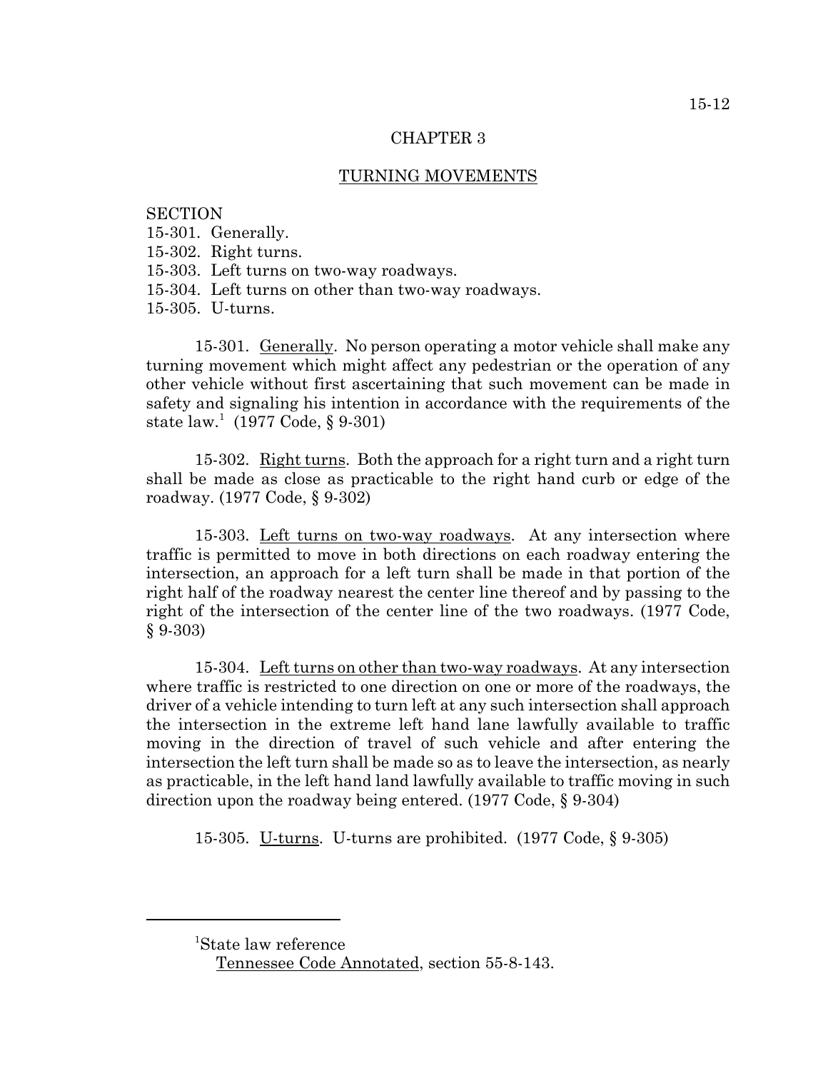# CHAPTER 3

## TURNING MOVEMENTS

SECTION
15-301. Generally.
15-302. Right turns.
15-303. Left turns on two-way roadways.
15-304. Left turns on other than two-way roadways.
15-305. U-turns.

15-301. Generally. No person operating a motor vehicle shall make any turning movement which might affect any pedestrian or the operation of any other vehicle without first ascertaining that such movement can be made in safety and signaling his intention in accordance with the requirements of the state law.[1] (1977 Code, § 9-301)

15-302. Right turns. Both the approach for a right turn and a right turn shall be made as close as practicable to the right hand curb or edge of the roadway. (1977 Code, § 9-302)

15-303. Left turns on two-way roadways. At any intersection where traffic is permitted to move in both directions on each roadway entering the intersection, an approach for a left turn shall be made in that portion of the right half of the roadway nearest the center line thereof and by passing to the right of the intersection of the center line of the two roadways. (1977 Code, § 9-303)

15-304. Left turns on other than two-way roadways. At any intersection where traffic is restricted to one direction on one or more of the roadways, the driver of a vehicle intending to turn left at any such intersection shall approach the intersection in the extreme left hand lane lawfully available to traffic moving in the direction of travel of such vehicle and after entering the intersection the left turn shall be made so as to leave the intersection, as nearly as practicable, in the left hand land lawfully available to traffic moving in such direction upon the roadway being entered. (1977 Code, § 9-304)

15-305. U-turns. U-turns are prohibited. (1977 Code, § 9-305)

---

[1]State law reference
Tennessee Code Annotated, section 55-8-143.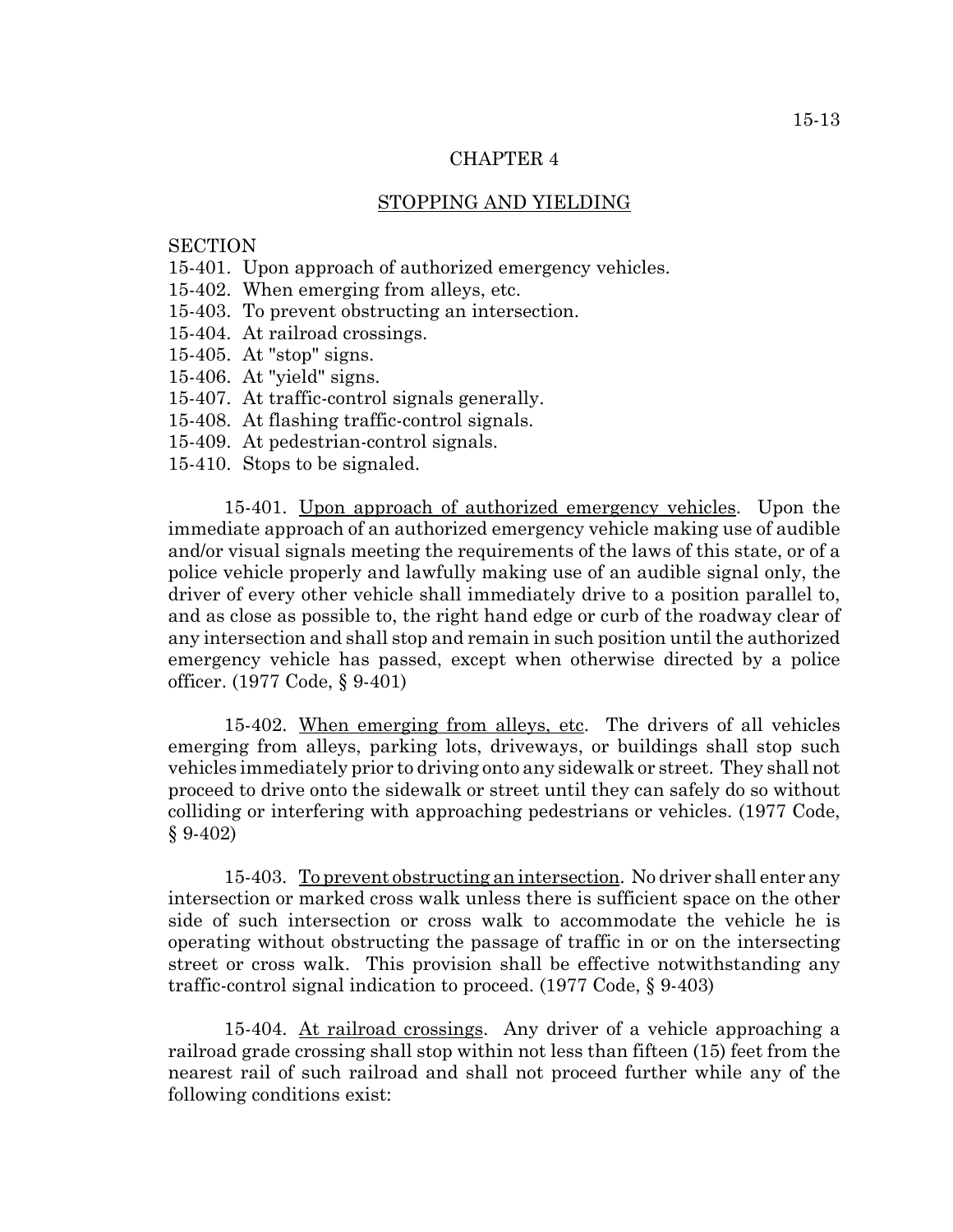# CHAPTER 4

## STOPPING AND YIELDING

SECTION
15-401. Upon approach of authorized emergency vehicles.
15-402. When emerging from alleys, etc.
15-403. To prevent obstructing an intersection.
15-404. At railroad crossings.
15-405. At "stop" signs.
15-406. At "yield" signs.
15-407. At traffic-control signals generally.
15-408. At flashing traffic-control signals.
15-409. At pedestrian-control signals.
15-410. Stops to be signaled.

15-401. Upon approach of authorized emergency vehicles. Upon the immediate approach of an authorized emergency vehicle making use of audible and/or visual signals meeting the requirements of the laws of this state, or of a police vehicle properly and lawfully making use of an audible signal only, the driver of every other vehicle shall immediately drive to a position parallel to, and as close as possible to, the right hand edge or curb of the roadway clear of any intersection and shall stop and remain in such position until the authorized emergency vehicle has passed, except when otherwise directed by a police officer. (1977 Code, § 9-401)

15-402. When emerging from alleys, etc. The drivers of all vehicles emerging from alleys, parking lots, driveways, or buildings shall stop such vehicles immediately prior to driving onto any sidewalk or street. They shall not proceed to drive onto the sidewalk or street until they can safely do so without colliding or interfering with approaching pedestrians or vehicles. (1977 Code, § 9-402)

15-403. To prevent obstructing an intersection. No driver shall enter any intersection or marked cross walk unless there is sufficient space on the other side of such intersection or cross walk to accommodate the vehicle he is operating without obstructing the passage of traffic in or on the intersecting street or cross walk. This provision shall be effective notwithstanding any traffic-control signal indication to proceed. (1977 Code, § 9-403)

15-404. At railroad crossings. Any driver of a vehicle approaching a railroad grade crossing shall stop within not less than fifteen (15) feet from the nearest rail of such railroad and shall not proceed further while any of the following conditions exist: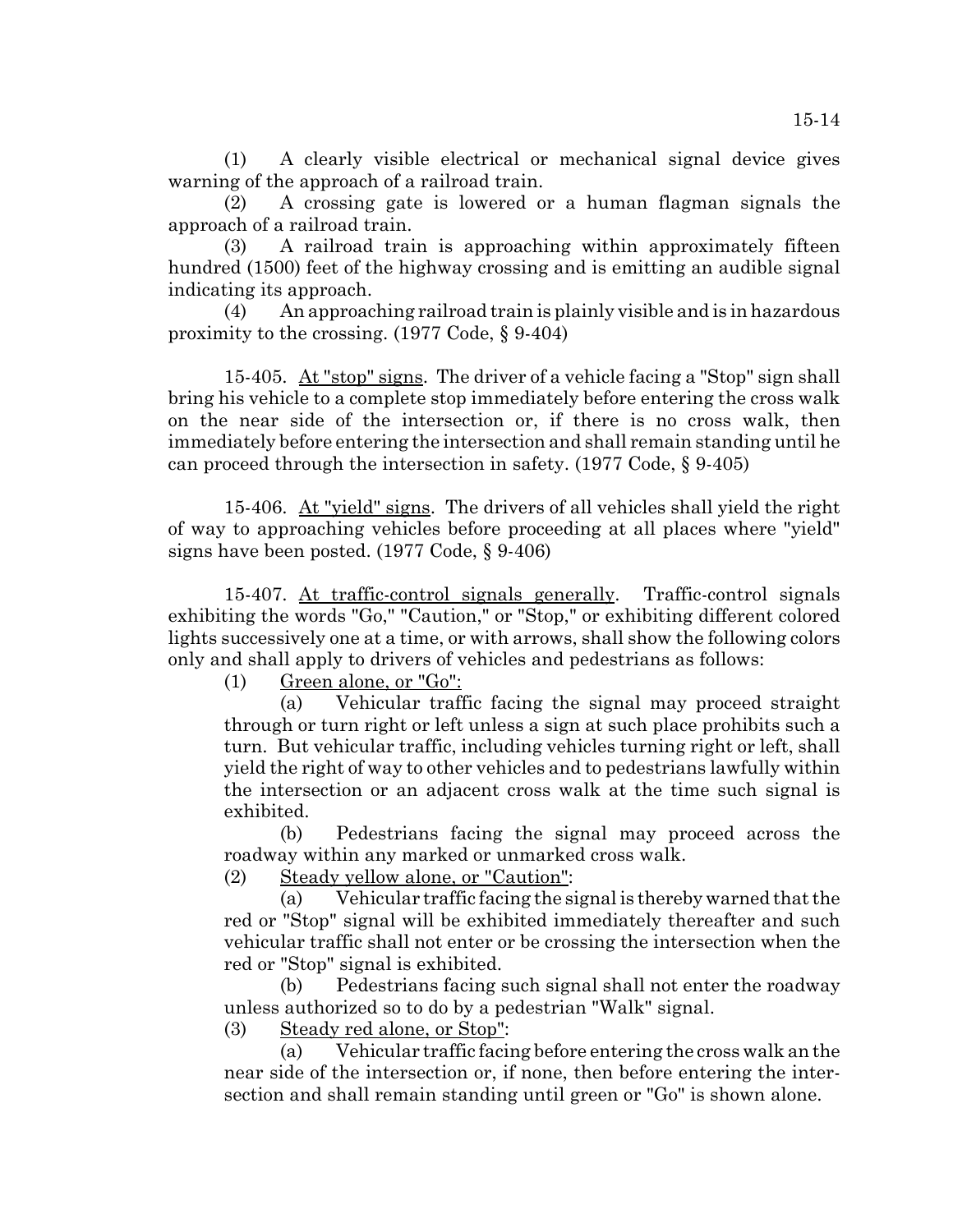(1) A clearly visible electrical or mechanical signal device gives warning of the approach of a railroad train.

(2) A crossing gate is lowered or a human flagman signals the approach of a railroad train.

(3) A railroad train is approaching within approximately fifteen hundred (1500) feet of the highway crossing and is emitting an audible signal indicating its approach.

(4) An approaching railroad train is plainly visible and is in hazardous proximity to the crossing. (1977 Code, § 9-404)

15-405. <u>At "stop" signs</u>. The driver of a vehicle facing a "Stop" sign shall bring his vehicle to a complete stop immediately before entering the cross walk on the near side of the intersection or, if there is no cross walk, then immediately before entering the intersection and shall remain standing until he can proceed through the intersection in safety. (1977 Code, § 9-405)

15-406. <u>At "yield" signs</u>. The drivers of all vehicles shall yield the right of way to approaching vehicles before proceeding at all places where "yield" signs have been posted. (1977 Code, § 9-406)

15-407. <u>At traffic-control signals generally</u>. Traffic-control signals exhibiting the words "Go," "Caution," or "Stop," or exhibiting different colored lights successively one at a time, or with arrows, shall show the following colors only and shall apply to drivers of vehicles and pedestrians as follows:

(1) <u>Green alone, or "Go"</u>:

(a) Vehicular traffic facing the signal may proceed straight through or turn right or left unless a sign at such place prohibits such a turn. But vehicular traffic, including vehicles turning right or left, shall yield the right of way to other vehicles and to pedestrians lawfully within the intersection or an adjacent cross walk at the time such signal is exhibited.

(b) Pedestrians facing the signal may proceed across the roadway within any marked or unmarked cross walk.

(2) <u>Steady yellow alone, or "Caution"</u>:

(a) Vehicular traffic facing the signal is thereby warned that the red or "Stop" signal will be exhibited immediately thereafter and such vehicular traffic shall not enter or be crossing the intersection when the red or "Stop" signal is exhibited.

(b) Pedestrians facing such signal shall not enter the roadway unless authorized so to do by a pedestrian "Walk" signal.

(3) <u>Steady red alone, or Stop"</u>:

(a) Vehicular traffic facing before entering the cross walk an the near side of the intersection or, if none, then before entering the intersection and shall remain standing until green or "Go" is shown alone.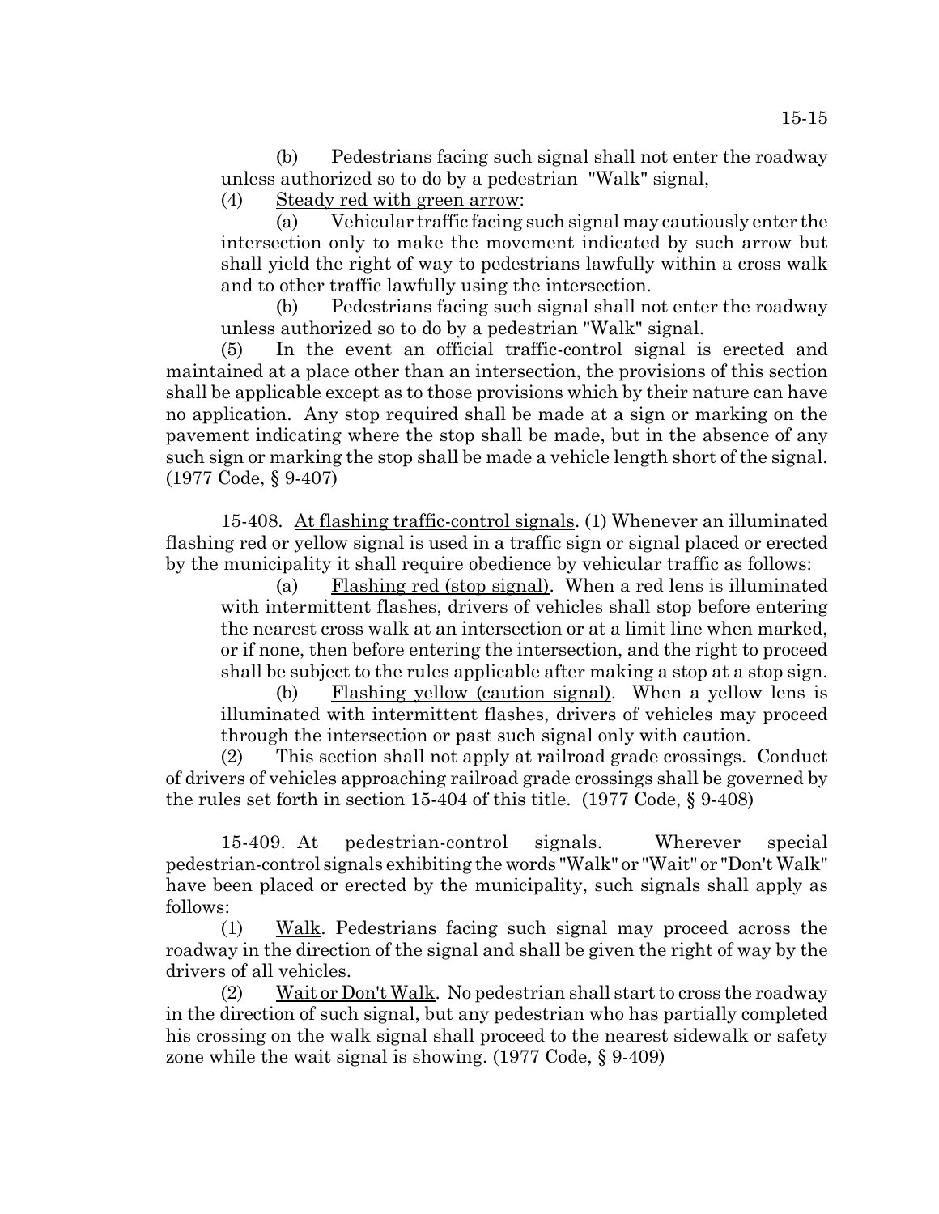(b) Pedestrians facing such signal shall not enter the roadway unless authorized so to do by a pedestrian "Walk" signal,

(4) Steady red with green arrow:

(a) Vehicular traffic facing such signal may cautiously enter the intersection only to make the movement indicated by such arrow but shall yield the right of way to pedestrians lawfully within a cross walk and to other traffic lawfully using the intersection.

(b) Pedestrians facing such signal shall not enter the roadway unless authorized so to do by a pedestrian "Walk" signal.

(5) In the event an official traffic-control signal is erected and maintained at a place other than an intersection, the provisions of this section shall be applicable except as to those provisions which by their nature can have no application. Any stop required shall be made at a sign or marking on the pavement indicating where the stop shall be made, but in the absence of any such sign or marking the stop shall be made a vehicle length short of the signal. (1977 Code, § 9-407)

15-408. At flashing traffic-control signals. (1) Whenever an illuminated flashing red or yellow signal is used in a traffic sign or signal placed or erected by the municipality it shall require obedience by vehicular traffic as follows:

(a) Flashing red (stop signal). When a red lens is illuminated with intermittent flashes, drivers of vehicles shall stop before entering the nearest cross walk at an intersection or at a limit line when marked, or if none, then before entering the intersection, and the right to proceed shall be subject to the rules applicable after making a stop at a stop sign.

(b) Flashing yellow (caution signal). When a yellow lens is illuminated with intermittent flashes, drivers of vehicles may proceed through the intersection or past such signal only with caution.

(2) This section shall not apply at railroad grade crossings. Conduct of drivers of vehicles approaching railroad grade crossings shall be governed by the rules set forth in section 15-404 of this title. (1977 Code, § 9-408)

15-409. At pedestrian-control signals. Wherever special pedestrian-control signals exhibiting the words "Walk" or "Wait" or "Don't Walk" have been placed or erected by the municipality, such signals shall apply as follows:

(1) Walk. Pedestrians facing such signal may proceed across the roadway in the direction of the signal and shall be given the right of way by the drivers of all vehicles.

(2) Wait or Don't Walk. No pedestrian shall start to cross the roadway in the direction of such signal, but any pedestrian who has partially completed his crossing on the walk signal shall proceed to the nearest sidewalk or safety zone while the wait signal is showing. (1977 Code, § 9-409)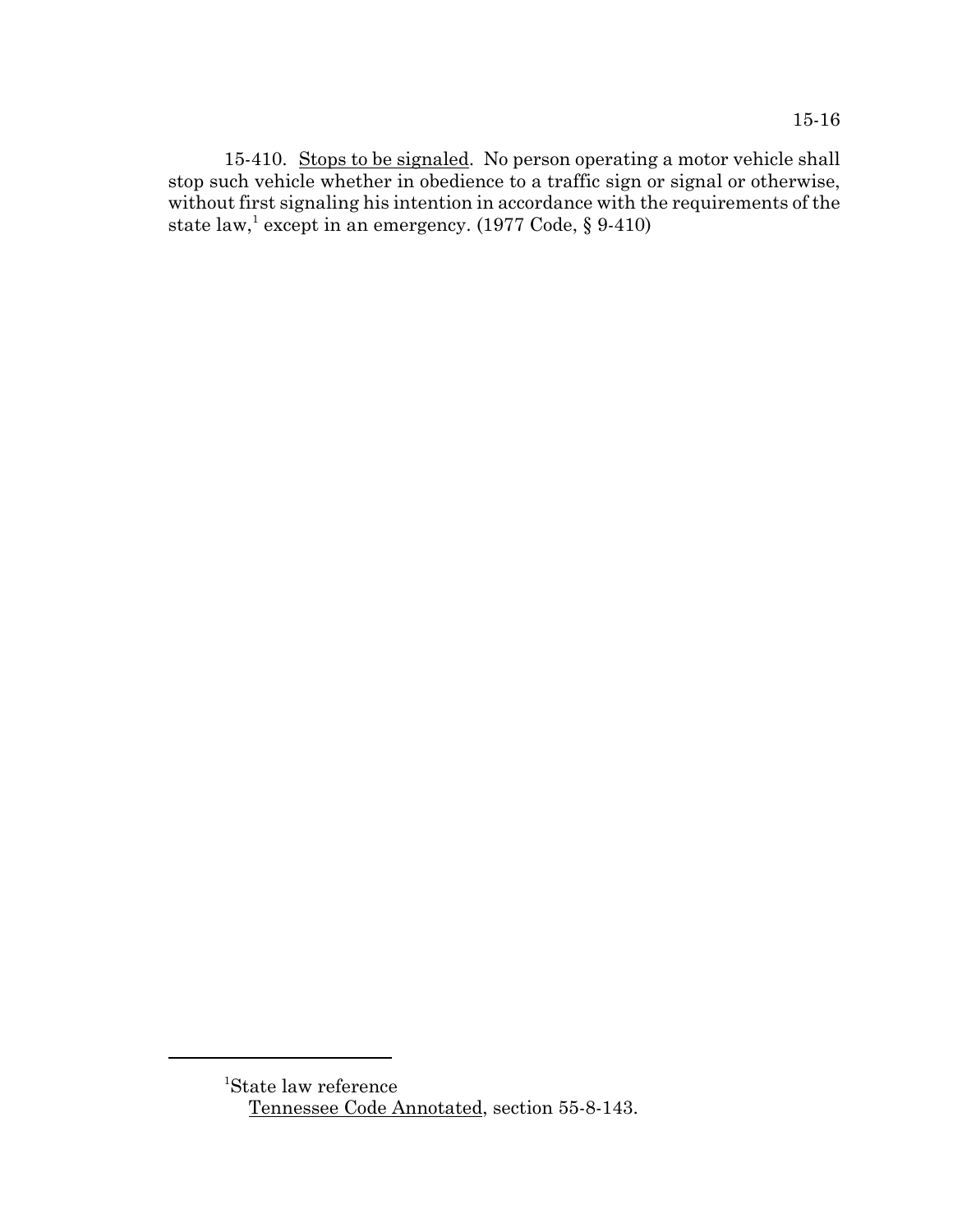15-410. Stops to be signaled. No person operating a motor vehicle shall stop such vehicle whether in obedience to a traffic sign or signal or otherwise, without first signaling his intention in accordance with the requirements of the state law,[1] except in an emergency. (1977 Code, § 9-410)

---

[1]State law reference

Tennessee Code Annotated, section 55-8-143.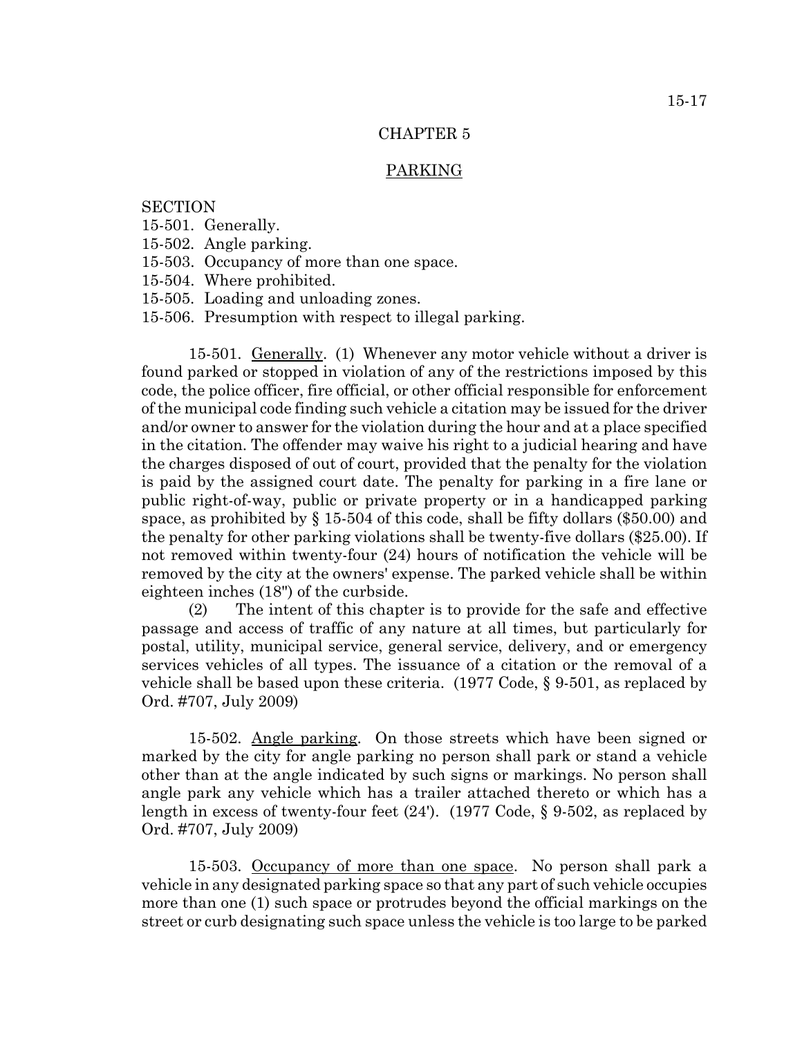# CHAPTER 5

## PARKING

SECTION
15-501. Generally.
15-502. Angle parking.
15-503. Occupancy of more than one space.
15-504. Where prohibited.
15-505. Loading and unloading zones.
15-506. Presumption with respect to illegal parking.

15-501. Generally. (1) Whenever any motor vehicle without a driver is found parked or stopped in violation of any of the restrictions imposed by this code, the police officer, fire official, or other official responsible for enforcement of the municipal code finding such vehicle a citation may be issued for the driver and/or owner to answer for the violation during the hour and at a place specified in the citation. The offender may waive his right to a judicial hearing and have the charges disposed of out of court, provided that the penalty for the violation is paid by the assigned court date. The penalty for parking in a fire lane or public right-of-way, public or private property or in a handicapped parking space, as prohibited by § 15-504 of this code, shall be fifty dollars ($50.00) and the penalty for other parking violations shall be twenty-five dollars ($25.00). If not removed within twenty-four (24) hours of notification the vehicle will be removed by the city at the owners' expense. The parked vehicle shall be within eighteen inches (18") of the curbside.

(2) The intent of this chapter is to provide for the safe and effective passage and access of traffic of any nature at all times, but particularly for postal, utility, municipal service, general service, delivery, and or emergency services vehicles of all types. The issuance of a citation or the removal of a vehicle shall be based upon these criteria. (1977 Code, § 9-501, as replaced by Ord. #707, July 2009)

15-502. Angle parking. On those streets which have been signed or marked by the city for angle parking no person shall park or stand a vehicle other than at the angle indicated by such signs or markings. No person shall angle park any vehicle which has a trailer attached thereto or which has a length in excess of twenty-four feet (24'). (1977 Code, § 9-502, as replaced by Ord. #707, July 2009)

15-503. Occupancy of more than one space. No person shall park a vehicle in any designated parking space so that any part of such vehicle occupies more than one (1) such space or protrudes beyond the official markings on the street or curb designating such space unless the vehicle is too large to be parked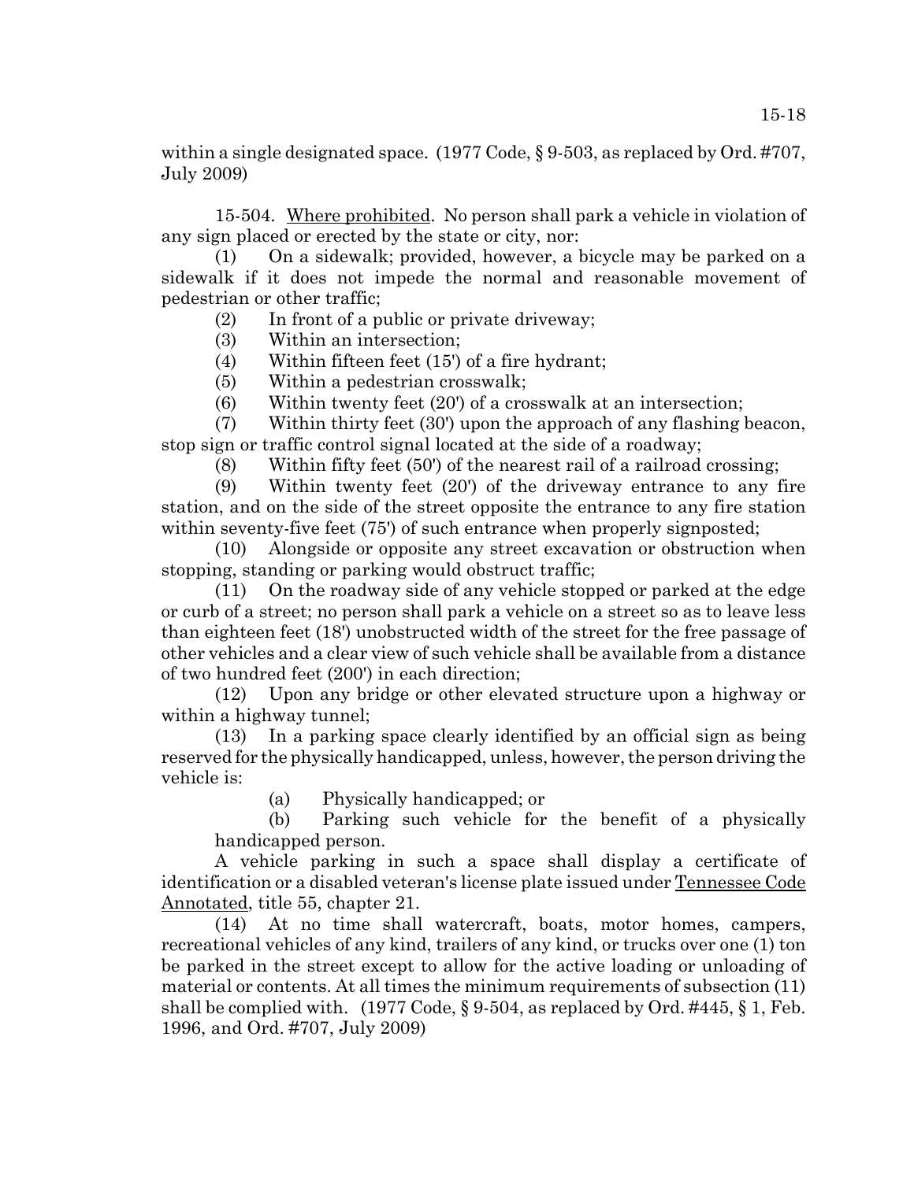within a single designated space. (1977 Code, § 9-503, as replaced by Ord. #707, July 2009)

15-504. Where prohibited. No person shall park a vehicle in violation of any sign placed or erected by the state or city, nor:

(1) On a sidewalk; provided, however, a bicycle may be parked on a sidewalk if it does not impede the normal and reasonable movement of pedestrian or other traffic;

(2) In front of a public or private driveway;

(3) Within an intersection;

(4) Within fifteen feet (15') of a fire hydrant;

(5) Within a pedestrian crosswalk;

(6) Within twenty feet (20') of a crosswalk at an intersection;

(7) Within thirty feet (30') upon the approach of any flashing beacon, stop sign or traffic control signal located at the side of a roadway;

(8) Within fifty feet (50') of the nearest rail of a railroad crossing;

(9) Within twenty feet (20') of the driveway entrance to any fire station, and on the side of the street opposite the entrance to any fire station within seventy-five feet (75') of such entrance when properly signposted;

(10) Alongside or opposite any street excavation or obstruction when stopping, standing or parking would obstruct traffic;

(11) On the roadway side of any vehicle stopped or parked at the edge or curb of a street; no person shall park a vehicle on a street so as to leave less than eighteen feet (18') unobstructed width of the street for the free passage of other vehicles and a clear view of such vehicle shall be available from a distance of two hundred feet (200') in each direction;

(12) Upon any bridge or other elevated structure upon a highway or within a highway tunnel;

(13) In a parking space clearly identified by an official sign as being reserved for the physically handicapped, unless, however, the person driving the vehicle is:

(a) Physically handicapped; or

(b) Parking such vehicle for the benefit of a physically handicapped person.

A vehicle parking in such a space shall display a certificate of identification or a disabled veteran's license plate issued under Tennessee Code Annotated, title 55, chapter 21.

(14) At no time shall watercraft, boats, motor homes, campers, recreational vehicles of any kind, trailers of any kind, or trucks over one (1) ton be parked in the street except to allow for the active loading or unloading of material or contents. At all times the minimum requirements of subsection (11) shall be complied with. (1977 Code, § 9-504, as replaced by Ord. #445, § 1, Feb. 1996, and Ord. #707, July 2009)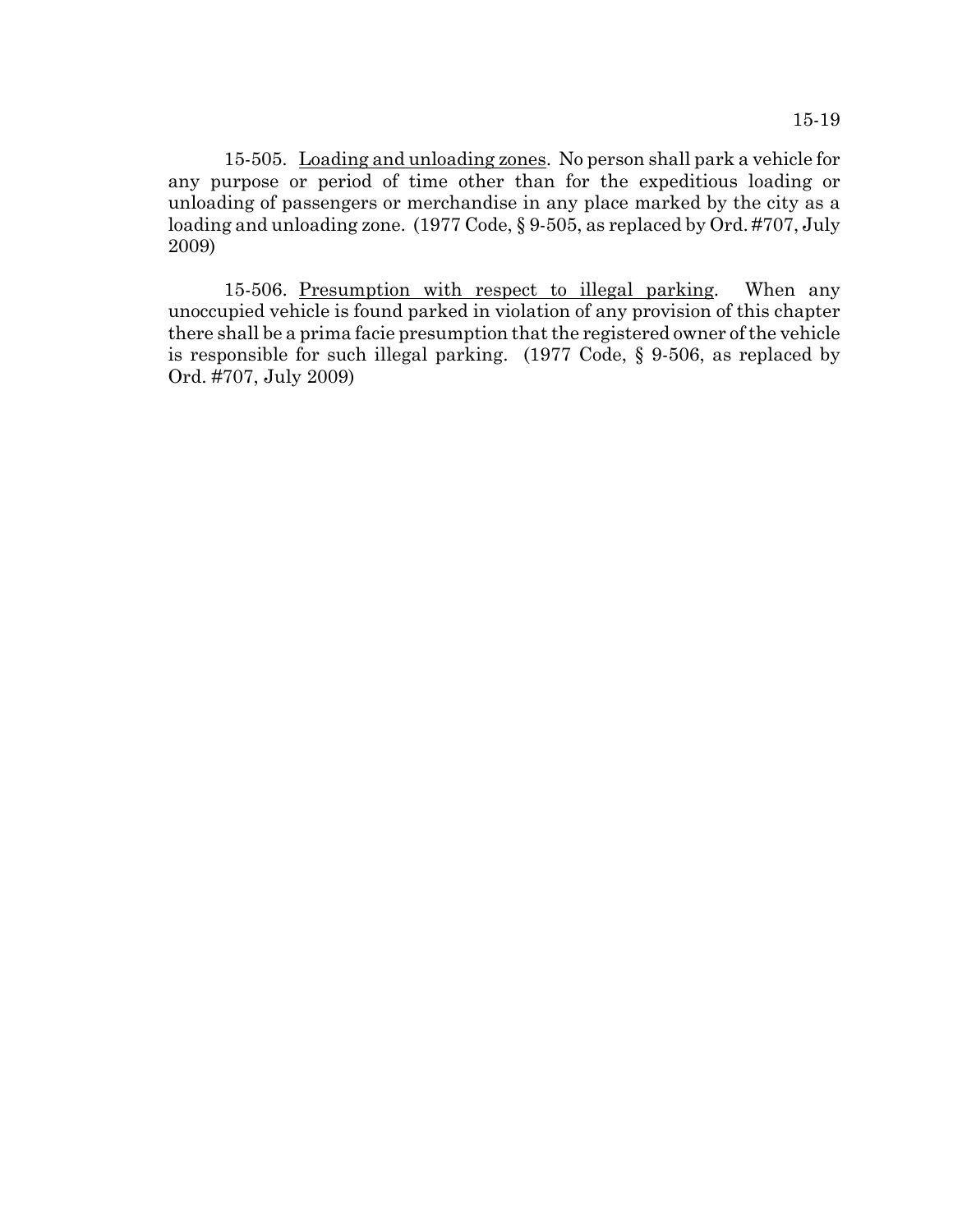15-505. Loading and unloading zones. No person shall park a vehicle for any purpose or period of time other than for the expeditious loading or unloading of passengers or merchandise in any place marked by the city as a loading and unloading zone. (1977 Code, § 9-505, as replaced by Ord. #707, July 2009)

15-506. Presumption with respect to illegal parking. When any unoccupied vehicle is found parked in violation of any provision of this chapter there shall be a prima facie presumption that the registered owner of the vehicle is responsible for such illegal parking. (1977 Code, § 9-506, as replaced by Ord. #707, July 2009)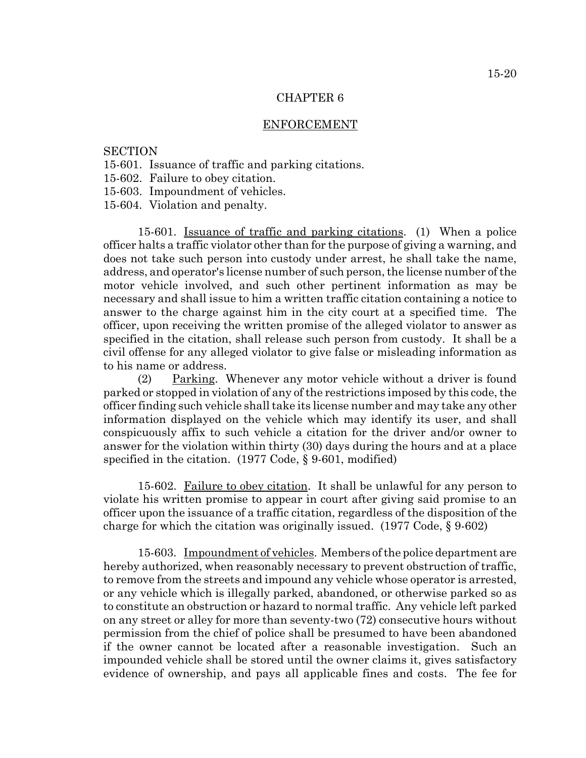# CHAPTER 6

## ENFORCEMENT

SECTION
15-601. Issuance of traffic and parking citations.
15-602. Failure to obey citation.
15-603. Impoundment of vehicles.
15-604. Violation and penalty.

15-601. Issuance of traffic and parking citations. (1) When a police officer halts a traffic violator other than for the purpose of giving a warning, and does not take such person into custody under arrest, he shall take the name, address, and operator's license number of such person, the license number of the motor vehicle involved, and such other pertinent information as may be necessary and shall issue to him a written traffic citation containing a notice to answer to the charge against him in the city court at a specified time. The officer, upon receiving the written promise of the alleged violator to answer as specified in the citation, shall release such person from custody. It shall be a civil offense for any alleged violator to give false or misleading information as to his name or address.

(2) Parking. Whenever any motor vehicle without a driver is found parked or stopped in violation of any of the restrictions imposed by this code, the officer finding such vehicle shall take its license number and may take any other information displayed on the vehicle which may identify its user, and shall conspicuously affix to such vehicle a citation for the driver and/or owner to answer for the violation within thirty (30) days during the hours and at a place specified in the citation. (1977 Code, § 9-601, modified)

15-602. Failure to obey citation. It shall be unlawful for any person to violate his written promise to appear in court after giving said promise to an officer upon the issuance of a traffic citation, regardless of the disposition of the charge for which the citation was originally issued. (1977 Code, § 9-602)

15-603. Impoundment of vehicles. Members of the police department are hereby authorized, when reasonably necessary to prevent obstruction of traffic, to remove from the streets and impound any vehicle whose operator is arrested, or any vehicle which is illegally parked, abandoned, or otherwise parked so as to constitute an obstruction or hazard to normal traffic. Any vehicle left parked on any street or alley for more than seventy-two (72) consecutive hours without permission from the chief of police shall be presumed to have been abandoned if the owner cannot be located after a reasonable investigation. Such an impounded vehicle shall be stored until the owner claims it, gives satisfactory evidence of ownership, and pays all applicable fines and costs. The fee for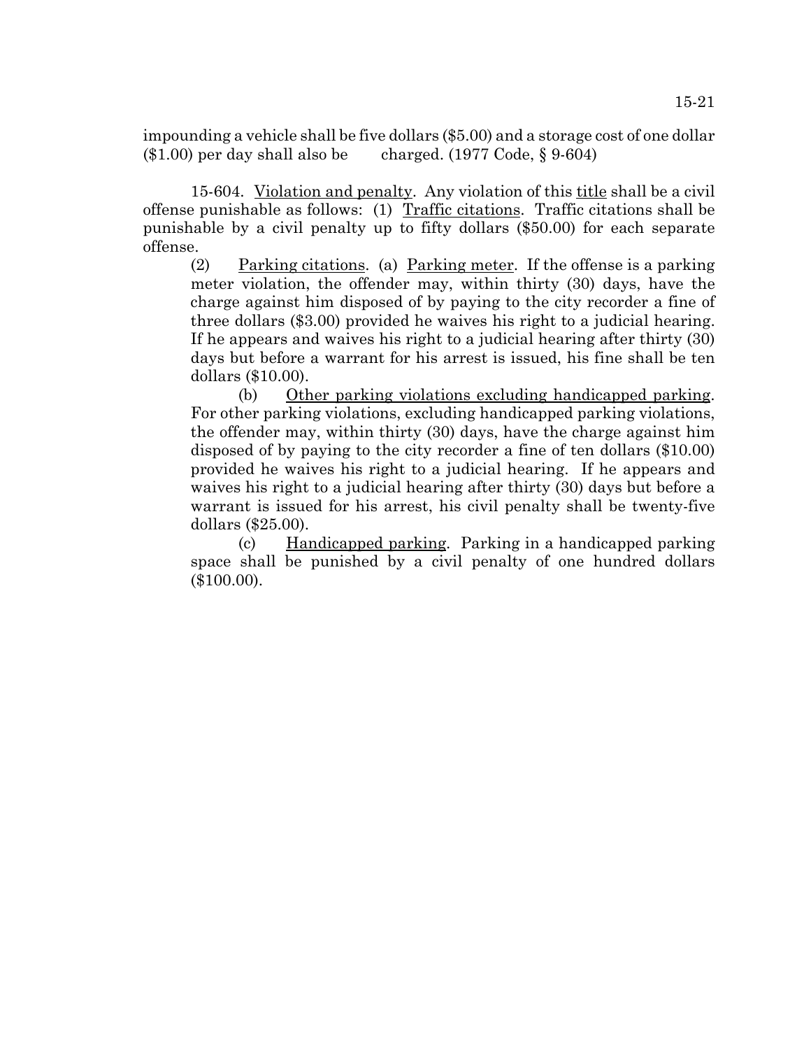impounding a vehicle shall be five dollars ($5.00) and a storage cost of one dollar ($1.00) per day shall also be charged. (1977 Code, § 9-604)

15-604. Violation and penalty. Any violation of this title shall be a civil offense punishable as follows: (1) Traffic citations. Traffic citations shall be punishable by a civil penalty up to fifty dollars ($50.00) for each separate offense.

(2) Parking citations. (a) Parking meter. If the offense is a parking meter violation, the offender may, within thirty (30) days, have the charge against him disposed of by paying to the city recorder a fine of three dollars ($3.00) provided he waives his right to a judicial hearing. If he appears and waives his right to a judicial hearing after thirty (30) days but before a warrant for his arrest is issued, his fine shall be ten dollars ($10.00).

(b) Other parking violations excluding handicapped parking. For other parking violations, excluding handicapped parking violations, the offender may, within thirty (30) days, have the charge against him disposed of by paying to the city recorder a fine of ten dollars ($10.00) provided he waives his right to a judicial hearing. If he appears and waives his right to a judicial hearing after thirty (30) days but before a warrant is issued for his arrest, his civil penalty shall be twenty-five dollars ($25.00).

(c) Handicapped parking. Parking in a handicapped parking space shall be punished by a civil penalty of one hundred dollars ($100.00).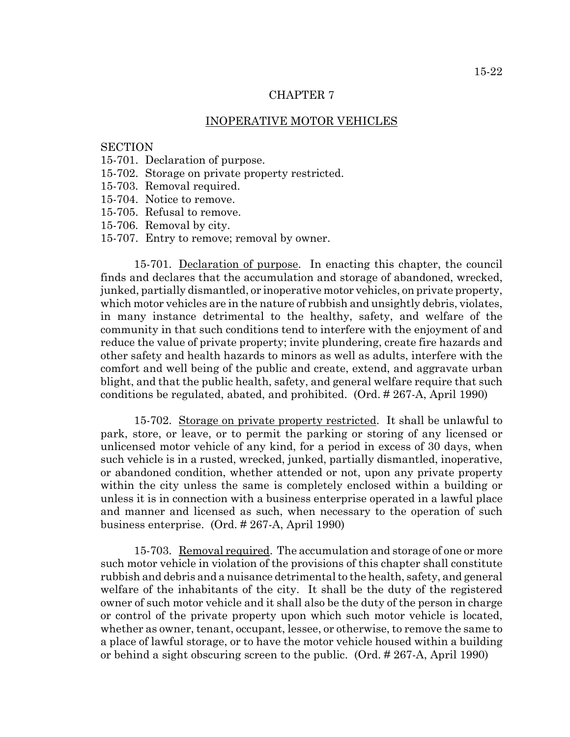# CHAPTER 7

## INOPERATIVE MOTOR VEHICLES

SECTION
15-701. Declaration of purpose.
15-702. Storage on private property restricted.
15-703. Removal required.
15-704. Notice to remove.
15-705. Refusal to remove.
15-706. Removal by city.
15-707. Entry to remove; removal by owner.

15-701. Declaration of purpose. In enacting this chapter, the council finds and declares that the accumulation and storage of abandoned, wrecked, junked, partially dismantled, or inoperative motor vehicles, on private property, which motor vehicles are in the nature of rubbish and unsightly debris, violates, in many instance detrimental to the healthy, safety, and welfare of the community in that such conditions tend to interfere with the enjoyment of and reduce the value of private property; invite plundering, create fire hazards and other safety and health hazards to minors as well as adults, interfere with the comfort and well being of the public and create, extend, and aggravate urban blight, and that the public health, safety, and general welfare require that such conditions be regulated, abated, and prohibited. (Ord. # 267-A, April 1990)

15-702. Storage on private property restricted. It shall be unlawful to park, store, or leave, or to permit the parking or storing of any licensed or unlicensed motor vehicle of any kind, for a period in excess of 30 days, when such vehicle is in a rusted, wrecked, junked, partially dismantled, inoperative, or abandoned condition, whether attended or not, upon any private property within the city unless the same is completely enclosed within a building or unless it is in connection with a business enterprise operated in a lawful place and manner and licensed as such, when necessary to the operation of such business enterprise. (Ord. # 267-A, April 1990)

15-703. Removal required. The accumulation and storage of one or more such motor vehicle in violation of the provisions of this chapter shall constitute rubbish and debris and a nuisance detrimental to the health, safety, and general welfare of the inhabitants of the city. It shall be the duty of the registered owner of such motor vehicle and it shall also be the duty of the person in charge or control of the private property upon which such motor vehicle is located, whether as owner, tenant, occupant, lessee, or otherwise, to remove the same to a place of lawful storage, or to have the motor vehicle housed within a building or behind a sight obscuring screen to the public. (Ord. # 267-A, April 1990)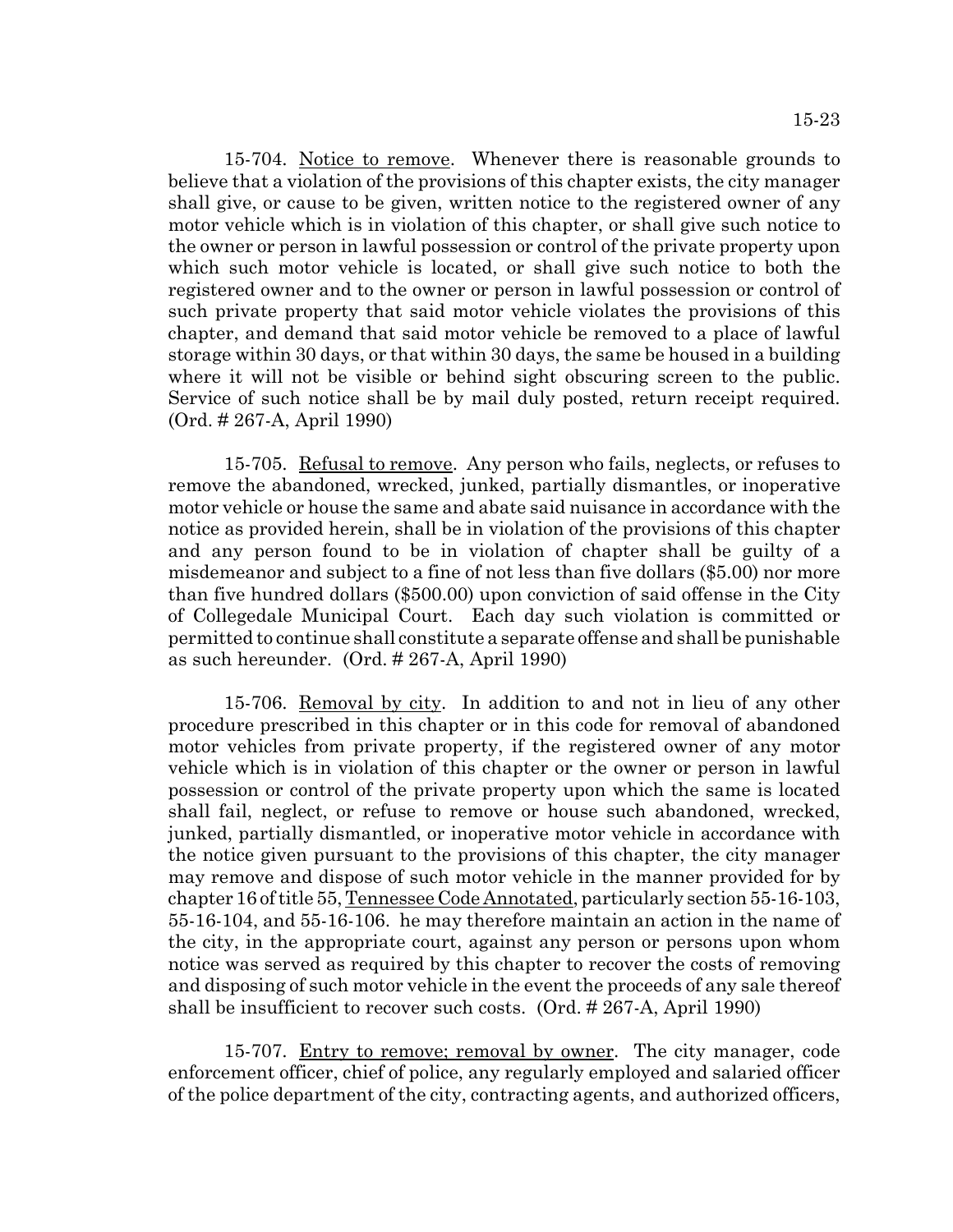15-704. Notice to remove. Whenever there is reasonable grounds to believe that a violation of the provisions of this chapter exists, the city manager shall give, or cause to be given, written notice to the registered owner of any motor vehicle which is in violation of this chapter, or shall give such notice to the owner or person in lawful possession or control of the private property upon which such motor vehicle is located, or shall give such notice to both the registered owner and to the owner or person in lawful possession or control of such private property that said motor vehicle violates the provisions of this chapter, and demand that said motor vehicle be removed to a place of lawful storage within 30 days, or that within 30 days, the same be housed in a building where it will not be visible or behind sight obscuring screen to the public. Service of such notice shall be by mail duly posted, return receipt required. (Ord. # 267-A, April 1990)

15-705. Refusal to remove. Any person who fails, neglects, or refuses to remove the abandoned, wrecked, junked, partially dismantles, or inoperative motor vehicle or house the same and abate said nuisance in accordance with the notice as provided herein, shall be in violation of the provisions of this chapter and any person found to be in violation of chapter shall be guilty of a misdemeanor and subject to a fine of not less than five dollars ($5.00) nor more than five hundred dollars ($500.00) upon conviction of said offense in the City of Collegedale Municipal Court. Each day such violation is committed or permitted to continue shall constitute a separate offense and shall be punishable as such hereunder. (Ord. # 267-A, April 1990)

15-706. Removal by city. In addition to and not in lieu of any other procedure prescribed in this chapter or in this code for removal of abandoned motor vehicles from private property, if the registered owner of any motor vehicle which is in violation of this chapter or the owner or person in lawful possession or control of the private property upon which the same is located shall fail, neglect, or refuse to remove or house such abandoned, wrecked, junked, partially dismantled, or inoperative motor vehicle in accordance with the notice given pursuant to the provisions of this chapter, the city manager may remove and dispose of such motor vehicle in the manner provided for by chapter 16 of title 55, Tennessee Code Annotated, particularly section 55-16-103, 55-16-104, and 55-16-106. he may therefore maintain an action in the name of the city, in the appropriate court, against any person or persons upon whom notice was served as required by this chapter to recover the costs of removing and disposing of such motor vehicle in the event the proceeds of any sale thereof shall be insufficient to recover such costs. (Ord. # 267-A, April 1990)

15-707. Entry to remove; removal by owner. The city manager, code enforcement officer, chief of police, any regularly employed and salaried officer of the police department of the city, contracting agents, and authorized officers,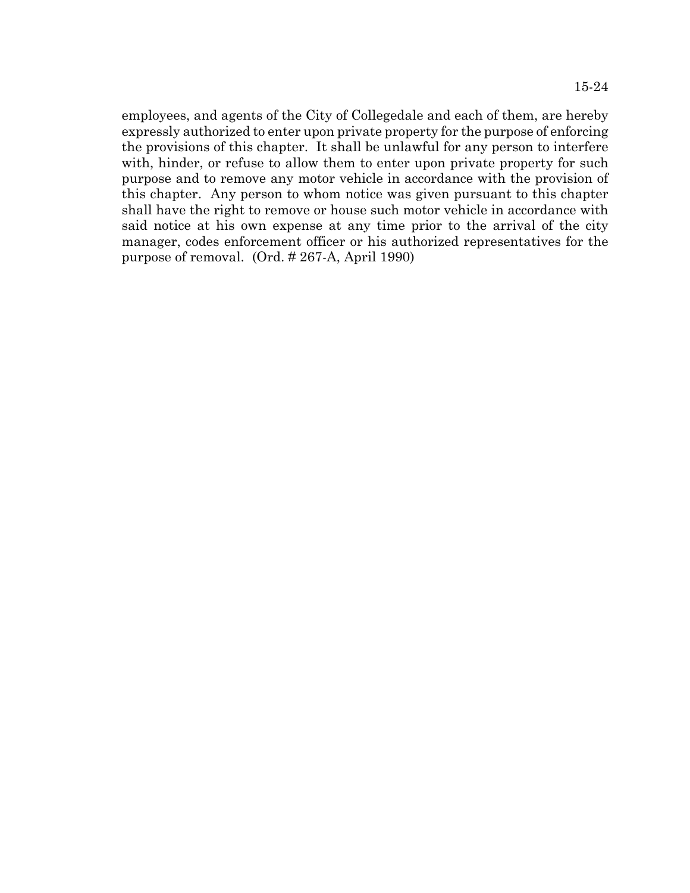employees, and agents of the City of Collegedale and each of them, are hereby expressly authorized to enter upon private property for the purpose of enforcing the provisions of this chapter. It shall be unlawful for any person to interfere with, hinder, or refuse to allow them to enter upon private property for such purpose and to remove any motor vehicle in accordance with the provision of this chapter. Any person to whom notice was given pursuant to this chapter shall have the right to remove or house such motor vehicle in accordance with said notice at his own expense at any time prior to the arrival of the city manager, codes enforcement officer or his authorized representatives for the purpose of removal. (Ord. # 267-A, April 1990)